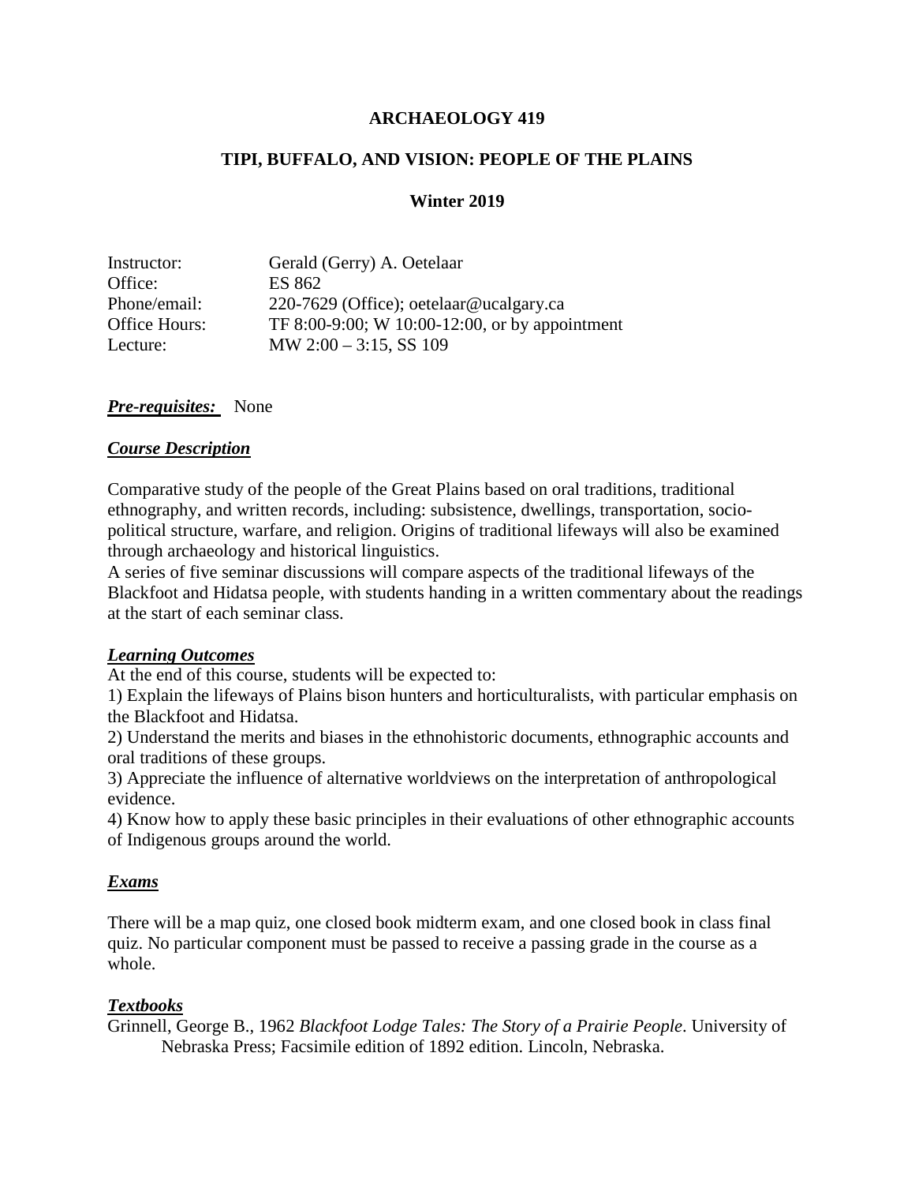# ARCHAEOLOGY 419

## TIPI, BUFFALO, AND VISION: PEOPLE OF THE PLAINS

### Winter 2019

| | |
|---|---|
| Instructor: | Gerald (Gerry) A. Oetelaar |
| Office: | ES 862 |
| Phone/email: | 220-7629 (Office); oetelaar@ucalgary.ca |
| Office Hours: | TF 8:00-9:00; W 10:00-12:00, or by appointment |
| Lecture: | MW 2:00 – 3:15, SS 109 |

***Pre-requisites:*** None

***Course Description***

Comparative study of the people of the Great Plains based on oral traditions, traditional ethnography, and written records, including: subsistence, dwellings, transportation, socio-political structure, warfare, and religion. Origins of traditional lifeways will also be examined through archaeology and historical linguistics.

A series of five seminar discussions will compare aspects of the traditional lifeways of the Blackfoot and Hidatsa people, with students handing in a written commentary about the readings at the start of each seminar class.

***Learning Outcomes***

At the end of this course, students will be expected to:

1) Explain the lifeways of Plains bison hunters and horticulturalists, with particular emphasis on the Blackfoot and Hidatsa.

2) Understand the merits and biases in the ethnohistoric documents, ethnographic accounts and oral traditions of these groups.

3) Appreciate the influence of alternative worldviews on the interpretation of anthropological evidence.

4) Know how to apply these basic principles in their evaluations of other ethnographic accounts of Indigenous groups around the world.

***Exams***

There will be a map quiz, one closed book midterm exam, and one closed book in class final quiz. No particular component must be passed to receive a passing grade in the course as a whole.

***Textbooks***

Grinnell, George B., 1962 *Blackfoot Lodge Tales: The Story of a Prairie People*. University of Nebraska Press; Facsimile edition of 1892 edition. Lincoln, Nebraska.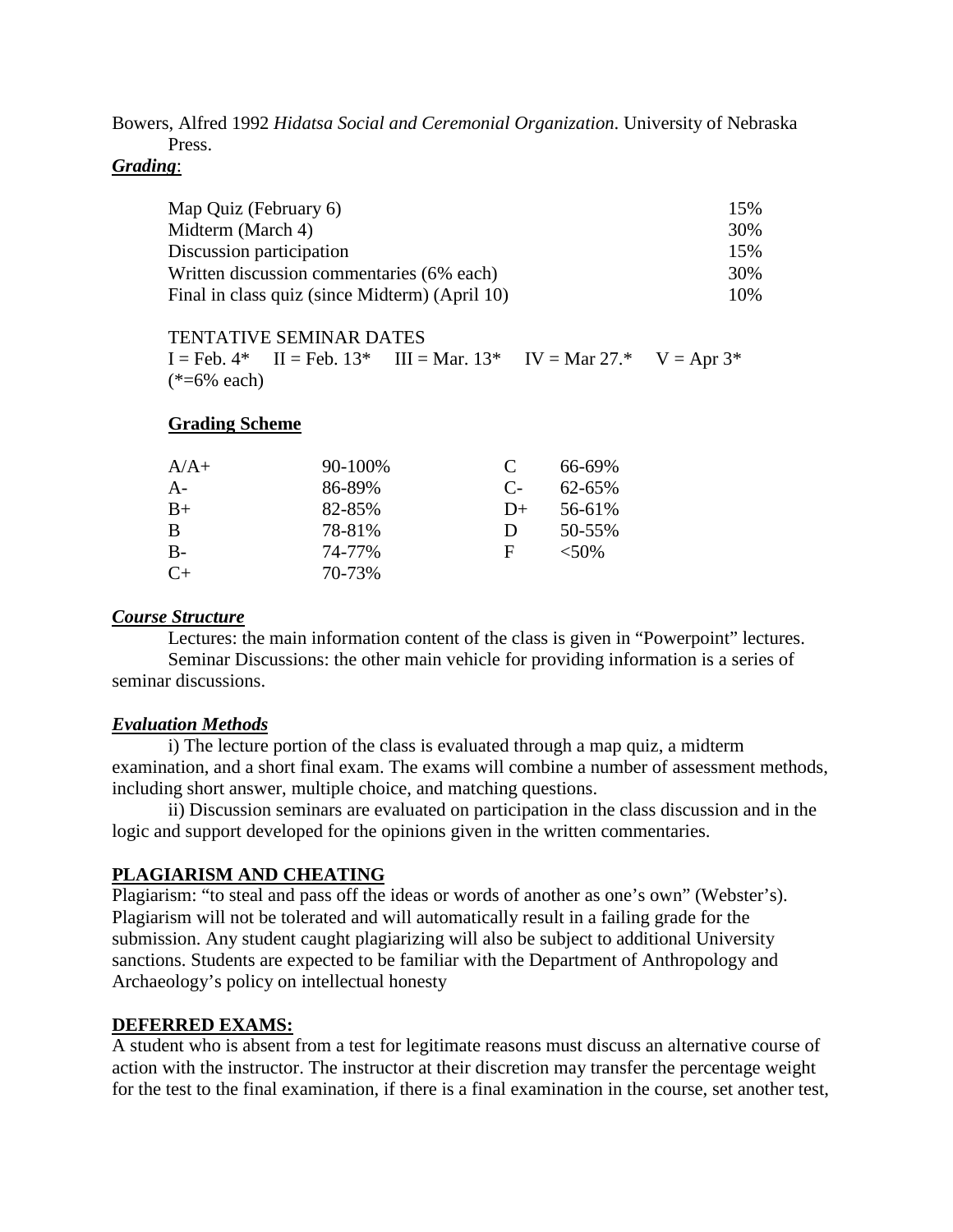Bowers, Alfred 1992 *Hidatsa Social and Ceremonial Organization*. University of Nebraska Press.

***Grading***:

| | |
|---|---|
| Map Quiz (February 6) | 15% |
| Midterm (March 4) | 30% |
| Discussion participation | 15% |
| Written discussion commentaries (6% each) | 30% |
| Final in class quiz (since Midterm) (April 10) | 10% |

TENTATIVE SEMINAR DATES

I = Feb. 4* II = Feb. 13* III = Mar. 13* IV = Mar 27.* V = Apr 3*
(*=6% each)

**Grading Scheme**

| | | | |
|---|---|---|---|
| A/A+ | 90-100% | C | 66-69% |
| A- | 86-89% | C- | 62-65% |
| B+ | 82-85% | D+ | 56-61% |
| B | 78-81% | D | 50-55% |
| B- | 74-77% | F | <50% |
| C+ | 70-73% | | |

***Course Structure***

Lectures: the main information content of the class is given in "Powerpoint" lectures.

Seminar Discussions: the other main vehicle for providing information is a series of seminar discussions.

***Evaluation Methods***

i) The lecture portion of the class is evaluated through a map quiz, a midterm examination, and a short final exam. The exams will combine a number of assessment methods, including short answer, multiple choice, and matching questions.

ii) Discussion seminars are evaluated on participation in the class discussion and in the logic and support developed for the opinions given in the written commentaries.

**PLAGIARISM AND CHEATING**

Plagiarism: "to steal and pass off the ideas or words of another as one's own" (Webster's). Plagiarism will not be tolerated and will automatically result in a failing grade for the submission. Any student caught plagiarizing will also be subject to additional University sanctions. Students are expected to be familiar with the Department of Anthropology and Archaeology's policy on intellectual honesty

**DEFERRED EXAMS:**

A student who is absent from a test for legitimate reasons must discuss an alternative course of action with the instructor. The instructor at their discretion may transfer the percentage weight for the test to the final examination, if there is a final examination in the course, set another test,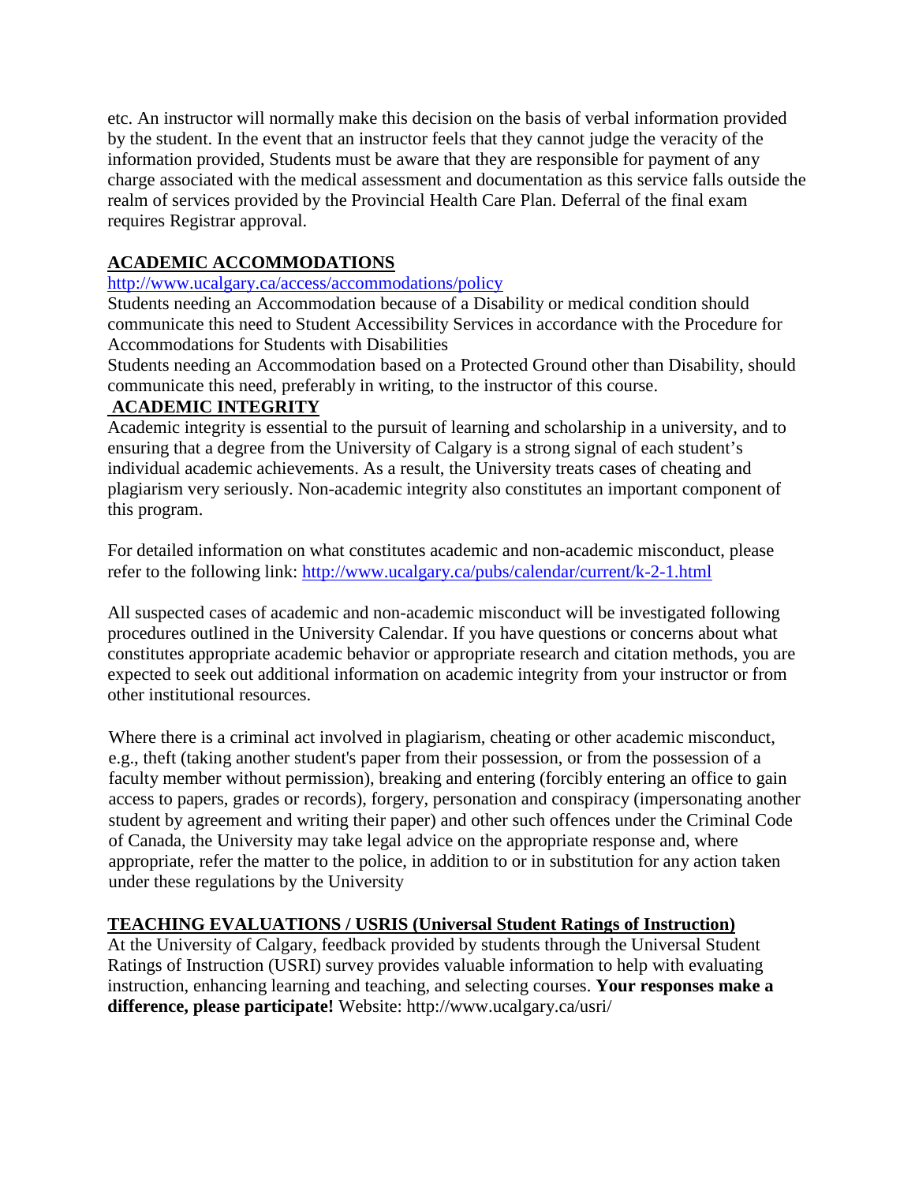etc. An instructor will normally make this decision on the basis of verbal information provided by the student. In the event that an instructor feels that they cannot judge the veracity of the information provided, Students must be aware that they are responsible for payment of any charge associated with the medical assessment and documentation as this service falls outside the realm of services provided by the Provincial Health Care Plan. Deferral of the final exam requires Registrar approval.

## ACADEMIC ACCOMMODATIONS

http://www.ucalgary.ca/access/accommodations/policy

Students needing an Accommodation because of a Disability or medical condition should communicate this need to Student Accessibility Services in accordance with the Procedure for Accommodations for Students with Disabilities

Students needing an Accommodation based on a Protected Ground other than Disability, should communicate this need, preferably in writing, to the instructor of this course.

## ACADEMIC INTEGRITY

Academic integrity is essential to the pursuit of learning and scholarship in a university, and to ensuring that a degree from the University of Calgary is a strong signal of each student's individual academic achievements. As a result, the University treats cases of cheating and plagiarism very seriously. Non-academic integrity also constitutes an important component of this program.

For detailed information on what constitutes academic and non-academic misconduct, please refer to the following link: http://www.ucalgary.ca/pubs/calendar/current/k-2-1.html

All suspected cases of academic and non-academic misconduct will be investigated following procedures outlined in the University Calendar. If you have questions or concerns about what constitutes appropriate academic behavior or appropriate research and citation methods, you are expected to seek out additional information on academic integrity from your instructor or from other institutional resources.

Where there is a criminal act involved in plagiarism, cheating or other academic misconduct, e.g., theft (taking another student's paper from their possession, or from the possession of a faculty member without permission), breaking and entering (forcibly entering an office to gain access to papers, grades or records), forgery, personation and conspiracy (impersonating another student by agreement and writing their paper) and other such offences under the Criminal Code of Canada, the University may take legal advice on the appropriate response and, where appropriate, refer the matter to the police, in addition to or in substitution for any action taken under these regulations by the University

## TEACHING EVALUATIONS / USRIS (Universal Student Ratings of Instruction)

At the University of Calgary, feedback provided by students through the Universal Student Ratings of Instruction (USRI) survey provides valuable information to help with evaluating instruction, enhancing learning and teaching, and selecting courses. **Your responses make a difference, please participate!** Website: http://www.ucalgary.ca/usri/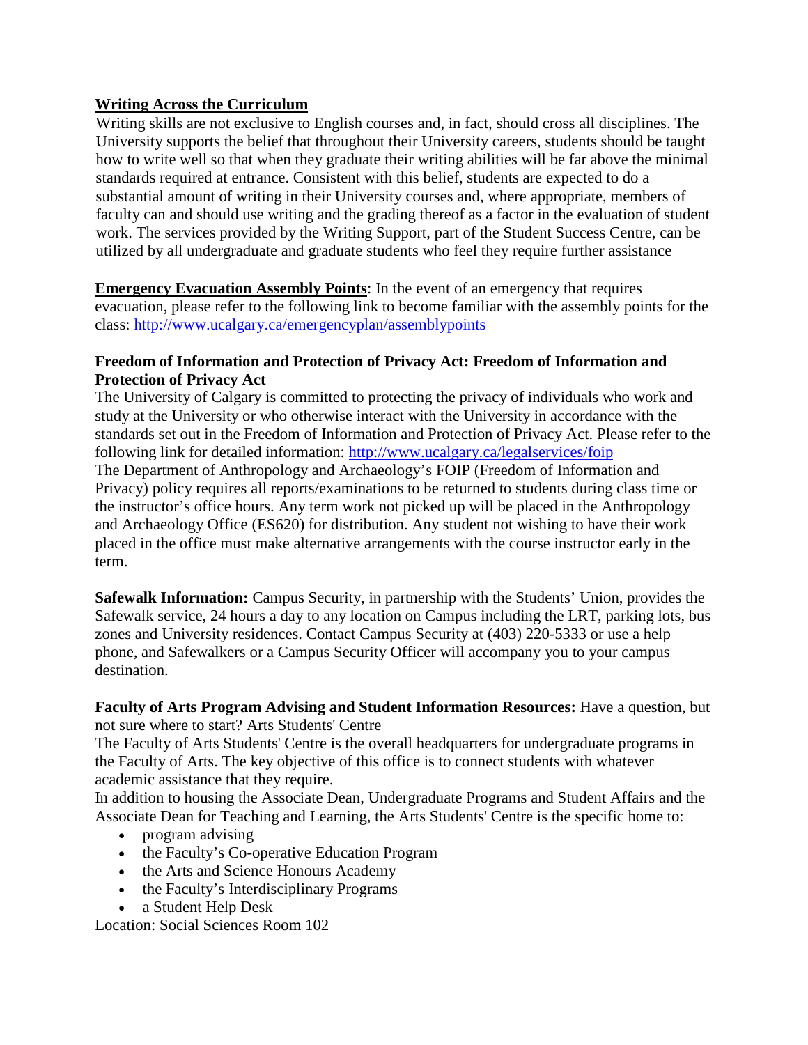**<u>Writing Across the Curriculum</u>**

Writing skills are not exclusive to English courses and, in fact, should cross all disciplines. The University supports the belief that throughout their University careers, students should be taught how to write well so that when they graduate their writing abilities will be far above the minimal standards required at entrance. Consistent with this belief, students are expected to do a substantial amount of writing in their University courses and, where appropriate, members of faculty can and should use writing and the grading thereof as a factor in the evaluation of student work. The services provided by the Writing Support, part of the Student Success Centre, can be utilized by all undergraduate and graduate students who feel they require further assistance

**<u>Emergency Evacuation Assembly Points</u>**: In the event of an emergency that requires evacuation, please refer to the following link to become familiar with the assembly points for the class: http://www.ucalgary.ca/emergencyplan/assemblypoints

**Freedom of Information and Protection of Privacy Act: Freedom of Information and Protection of Privacy Act**

The University of Calgary is committed to protecting the privacy of individuals who work and study at the University or who otherwise interact with the University in accordance with the standards set out in the Freedom of Information and Protection of Privacy Act. Please refer to the following link for detailed information: http://www.ucalgary.ca/legalservices/foip

The Department of Anthropology and Archaeology's FOIP (Freedom of Information and Privacy) policy requires all reports/examinations to be returned to students during class time or the instructor's office hours. Any term work not picked up will be placed in the Anthropology and Archaeology Office (ES620) for distribution. Any student not wishing to have their work placed in the office must make alternative arrangements with the course instructor early in the term.

**Safewalk Information:** Campus Security, in partnership with the Students' Union, provides the Safewalk service, 24 hours a day to any location on Campus including the LRT, parking lots, bus zones and University residences. Contact Campus Security at (403) 220-5333 or use a help phone, and Safewalkers or a Campus Security Officer will accompany you to your campus destination.

**Faculty of Arts Program Advising and Student Information Resources:** Have a question, but not sure where to start? Arts Students' Centre

The Faculty of Arts Students' Centre is the overall headquarters for undergraduate programs in the Faculty of Arts. The key objective of this office is to connect students with whatever academic assistance that they require.

In addition to housing the Associate Dean, Undergraduate Programs and Student Affairs and the Associate Dean for Teaching and Learning, the Arts Students' Centre is the specific home to:

- program advising
- the Faculty's Co-operative Education Program
- the Arts and Science Honours Academy
- the Faculty's Interdisciplinary Programs
- a Student Help Desk

Location: Social Sciences Room 102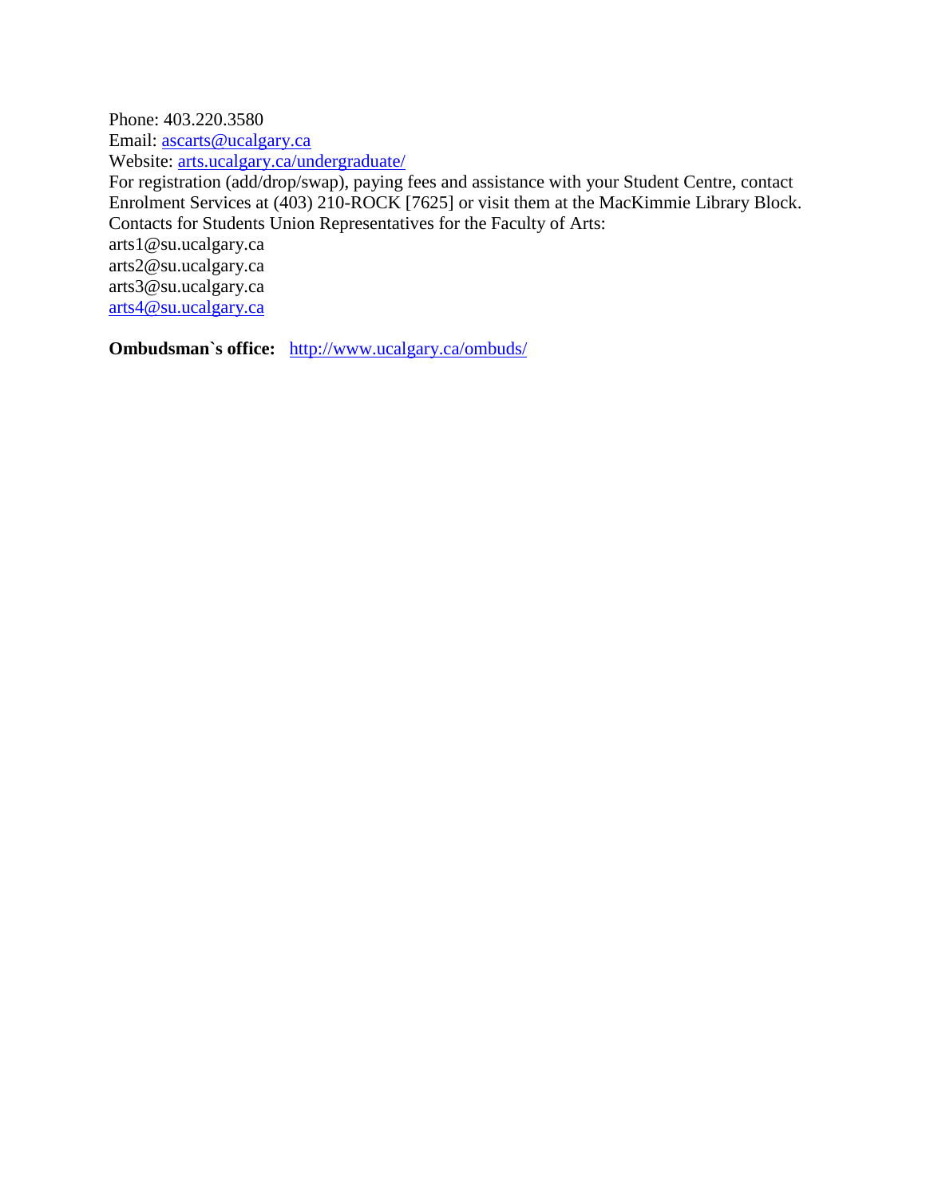Phone: 403.220.3580  
Email: ascarts@ucalgary.ca  
Website: arts.ucalgary.ca/undergraduate/  
For registration (add/drop/swap), paying fees and assistance with your Student Centre, contact Enrolment Services at (403) 210-ROCK [7625] or visit them at the MacKimmie Library Block.  
Contacts for Students Union Representatives for the Faculty of Arts:  
arts1@su.ucalgary.ca  
arts2@su.ucalgary.ca  
arts3@su.ucalgary.ca  
arts4@su.ucalgary.ca

**Ombudsman`s office:** http://www.ucalgary.ca/ombuds/